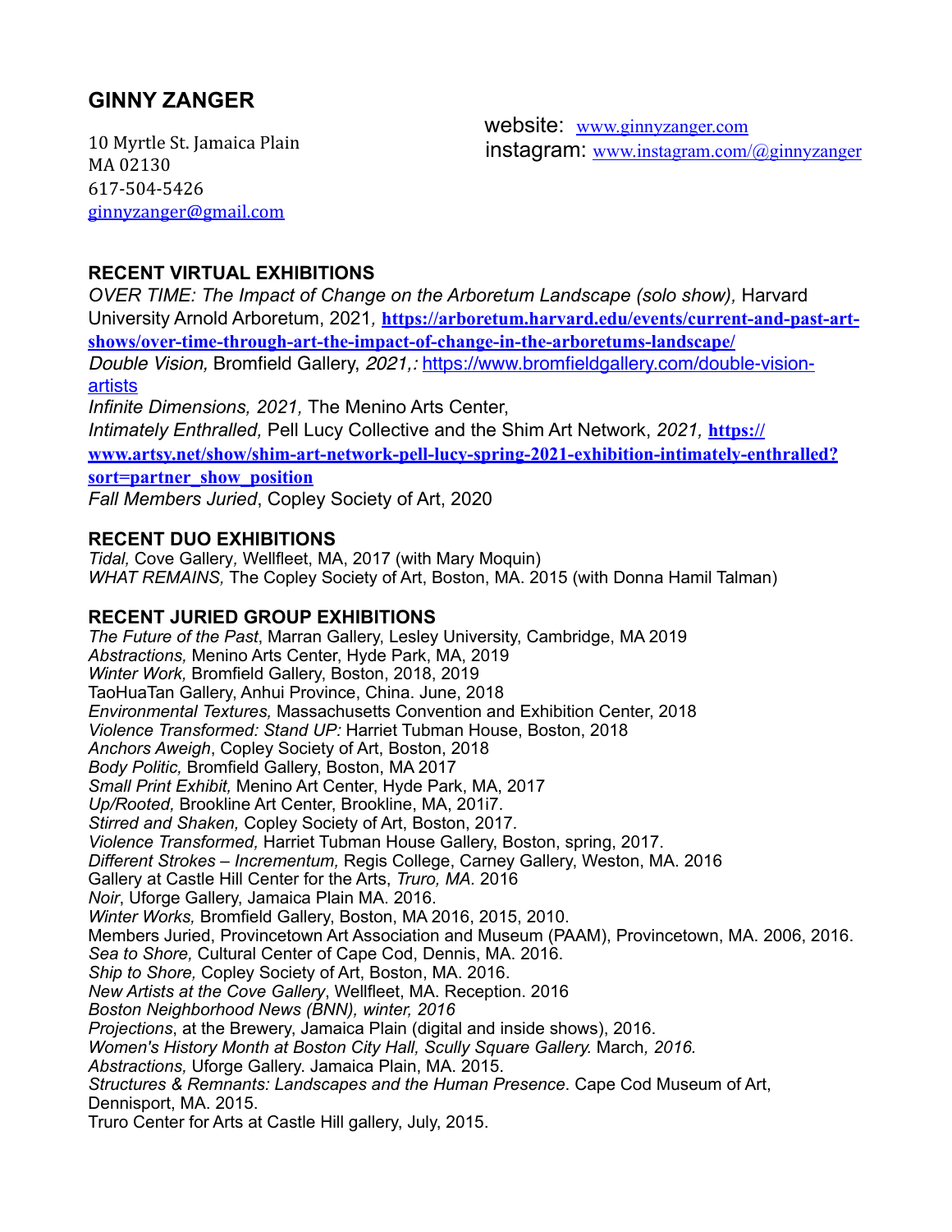# GINNY ZANGER

10 Myrtle St. Jamaica Plain
MA 02130
617-504-5426
ginnyzanger@gmail.com

website: www.ginnyzanger.com
instagram: www.instagram.com/@ginnyzanger

## RECENT VIRTUAL EXHIBITIONS

*OVER TIME: The Impact of Change on the Arboretum Landscape (solo show),* Harvard University Arnold Arboretum, 2021*,* **https://arboretum.harvard.edu/events/current-and-past-art-shows/over-time-through-art-the-impact-of-change-in-the-arboretums-landscape/**
*Double Vision,* Bromfield Gallery, *2021,:* https://www.bromfieldgallery.com/double-vision-artists
*Infinite Dimensions, 2021,* The Menino Arts Center,
*Intimately Enthralled,* Pell Lucy Collective and the Shim Art Network, *2021,* **https://www.artsy.net/show/shim-art-network-pell-lucy-spring-2021-exhibition-intimately-enthralled?sort=partner_show_position**
*Fall Members Juried*, Copley Society of Art, 2020

## RECENT DUO EXHIBITIONS

*Tidal,* Cove Gallery*,* Wellfleet, MA, 2017 (with Mary Moquin)
*WHAT REMAINS,* The Copley Society of Art, Boston, MA. 2015 (with Donna Hamil Talman)

## RECENT JURIED GROUP EXHIBITIONS

*The Future of the Past*, Marran Gallery, Lesley University, Cambridge, MA 2019
*Abstractions,* Menino Arts Center, Hyde Park, MA, 2019
*Winter Work,* Bromfield Gallery, Boston, 2018, 2019
TaoHuaTan Gallery, Anhui Province, China. June, 2018
*Environmental Textures,* Massachusetts Convention and Exhibition Center, 2018
*Violence Transformed: Stand UP:* Harriet Tubman House, Boston, 2018
*Anchors Aweigh*, Copley Society of Art, Boston, 2018
*Body Politic,* Bromfield Gallery, Boston, MA 2017
*Small Print Exhibit,* Menino Art Center, Hyde Park, MA, 2017
*Up/Rooted,* Brookline Art Center, Brookline, MA, 201i7.
*Stirred and Shaken,* Copley Society of Art, Boston, 2017.
*Violence Transformed,* Harriet Tubman House Gallery, Boston, spring, 2017.
*Different Strokes – Incrementum,* Regis College, Carney Gallery, Weston, MA. 2016
Gallery at Castle Hill Center for the Arts, *Truro, MA.* 2016
*Noir*, Uforge Gallery, Jamaica Plain MA. 2016.
*Winter Works,* Bromfield Gallery, Boston, MA 2016, 2015, 2010.
Members Juried, Provincetown Art Association and Museum (PAAM), Provincetown, MA. 2006, 2016.
*Sea to Shore,* Cultural Center of Cape Cod, Dennis, MA. 2016.
*Ship to Shore,* Copley Society of Art, Boston, MA. 2016.
*New Artists at the Cove Gallery*, Wellfleet, MA. Reception. 2016
*Boston Neighborhood News (BNN), winter, 2016*
*Projections*, at the Brewery, Jamaica Plain (digital and inside shows), 2016.
*Women's History Month at Boston City Hall, Scully Square Gallery.* March*, 2016.*
*Abstractions,* Uforge Gallery. Jamaica Plain, MA. 2015.
*Structures & Remnants: Landscapes and the Human Presence*. Cape Cod Museum of Art, Dennisport, MA. 2015.
Truro Center for Arts at Castle Hill gallery, July, 2015.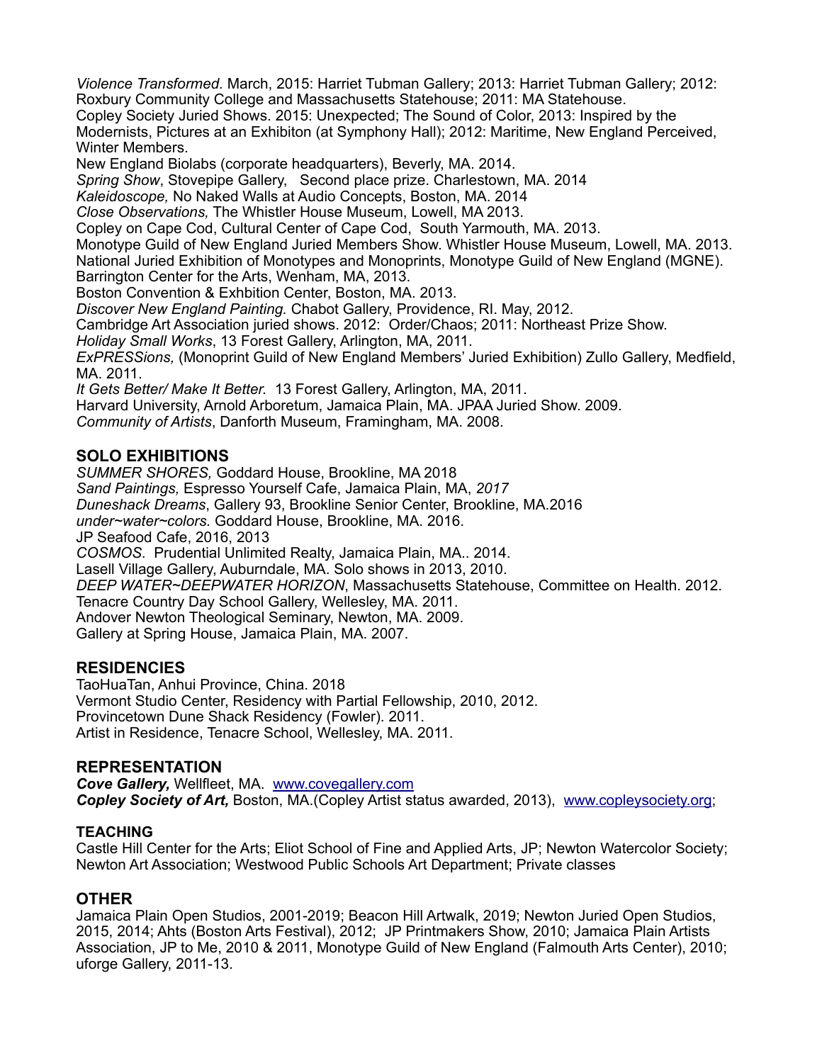*Violence Transformed.* March, 2015: Harriet Tubman Gallery; 2013: Harriet Tubman Gallery; 2012: Roxbury Community College and Massachusetts Statehouse; 2011: MA Statehouse.
Copley Society Juried Shows. 2015: Unexpected; The Sound of Color, 2013: Inspired by the Modernists, Pictures at an Exhibiton (at Symphony Hall); 2012: Maritime, New England Perceived, Winter Members.
New England Biolabs (corporate headquarters), Beverly, MA. 2014.
*Spring Show*, Stovepipe Gallery, Second place prize. Charlestown, MA. 2014
*Kaleidoscope,* No Naked Walls at Audio Concepts, Boston, MA. 2014
*Close Observations,* The Whistler House Museum, Lowell, MA 2013.
Copley on Cape Cod, Cultural Center of Cape Cod, South Yarmouth, MA. 2013.
Monotype Guild of New England Juried Members Show. Whistler House Museum, Lowell, MA. 2013.
National Juried Exhibition of Monotypes and Monoprints, Monotype Guild of New England (MGNE). Barrington Center for the Arts, Wenham, MA, 2013.
Boston Convention & Exhbition Center, Boston, MA. 2013.
*Discover New England Painting.* Chabot Gallery, Providence, RI. May, 2012.
Cambridge Art Association juried shows. 2012: Order/Chaos; 2011: Northeast Prize Show.
*Holiday Small Works*, 13 Forest Gallery, Arlington, MA, 2011.
*ExPRESSions,* (Monoprint Guild of New England Members' Juried Exhibition) Zullo Gallery, Medfield, MA. 2011.
*It Gets Better/ Make It Better.* 13 Forest Gallery, Arlington, MA, 2011.
Harvard University, Arnold Arboretum, Jamaica Plain, MA. JPAA Juried Show. 2009.
*Community of Artists*, Danforth Museum, Framingham, MA. 2008.

## SOLO EXHIBITIONS

*SUMMER SHORES,* Goddard House, Brookline, MA 2018
*Sand Paintings,* Espresso Yourself Cafe, Jamaica Plain, MA, *2017*
*Duneshack Dreams*, Gallery 93, Brookline Senior Center, Brookline, MA.2016
*under~water~colors.* Goddard House, Brookline, MA. 2016.
JP Seafood Cafe, 2016, 2013
*COSMOS*. Prudential Unlimited Realty, Jamaica Plain, MA.. 2014.
Lasell Village Gallery, Auburndale, MA. Solo shows in 2013, 2010.
*DEEP WATER~DEEPWATER HORIZON*, Massachusetts Statehouse, Committee on Health. 2012.
Tenacre Country Day School Gallery, Wellesley, MA. 2011.
Andover Newton Theological Seminary, Newton, MA. 2009.
Gallery at Spring House, Jamaica Plain, MA. 2007.

## RESIDENCIES

TaoHuaTan, Anhui Province, China. 2018
Vermont Studio Center, Residency with Partial Fellowship, 2010, 2012.
Provincetown Dune Shack Residency (Fowler). 2011.
Artist in Residence, Tenacre School, Wellesley, MA. 2011.

## REPRESENTATION

***Cove Gallery,*** Wellfleet, MA. www.covegallery.com
***Copley Society of Art,*** Boston, MA.(Copley Artist status awarded, 2013), www.copleysociety.org;

### TEACHING

Castle Hill Center for the Arts; Eliot School of Fine and Applied Arts, JP; Newton Watercolor Society; Newton Art Association; Westwood Public Schools Art Department; Private classes

## OTHER

Jamaica Plain Open Studios, 2001-2019; Beacon Hill Artwalk, 2019; Newton Juried Open Studios, 2015, 2014; Ahts (Boston Arts Festival), 2012; JP Printmakers Show, 2010; Jamaica Plain Artists Association, JP to Me, 2010 & 2011, Monotype Guild of New England (Falmouth Arts Center), 2010; uforge Gallery, 2011-13.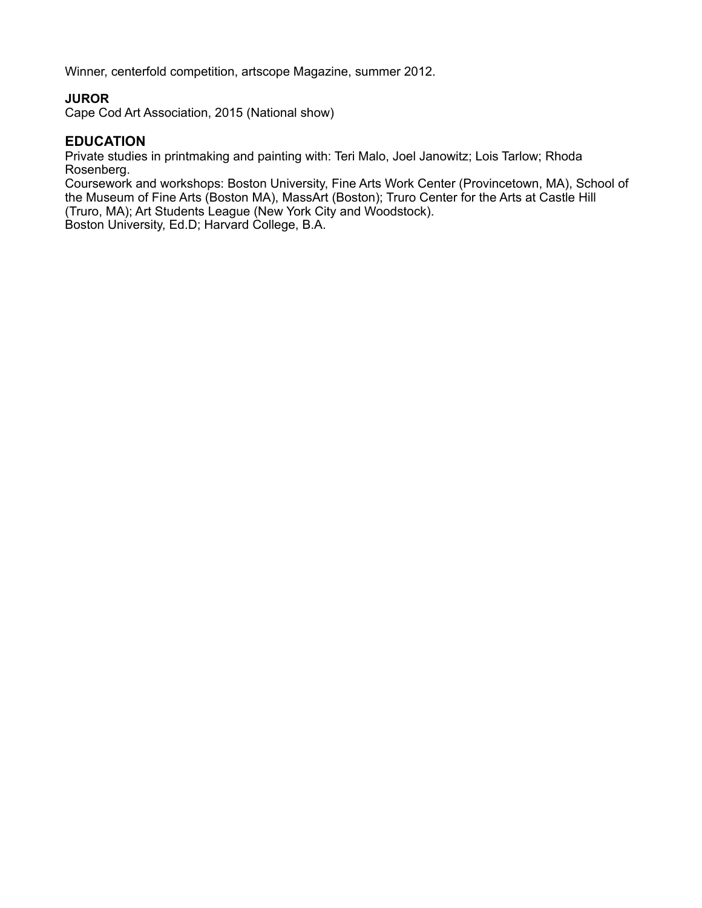Winner, centerfold competition, artscope Magazine, summer 2012.

## JUROR

Cape Cod Art Association, 2015 (National show)

## EDUCATION

Private studies in printmaking and painting with: Teri Malo, Joel Janowitz; Lois Tarlow; Rhoda Rosenberg.
Coursework and workshops: Boston University, Fine Arts Work Center (Provincetown, MA), School of the Museum of Fine Arts (Boston MA), MassArt (Boston); Truro Center for the Arts at Castle Hill (Truro, MA); Art Students League (New York City and Woodstock).
Boston University, Ed.D; Harvard College, B.A.